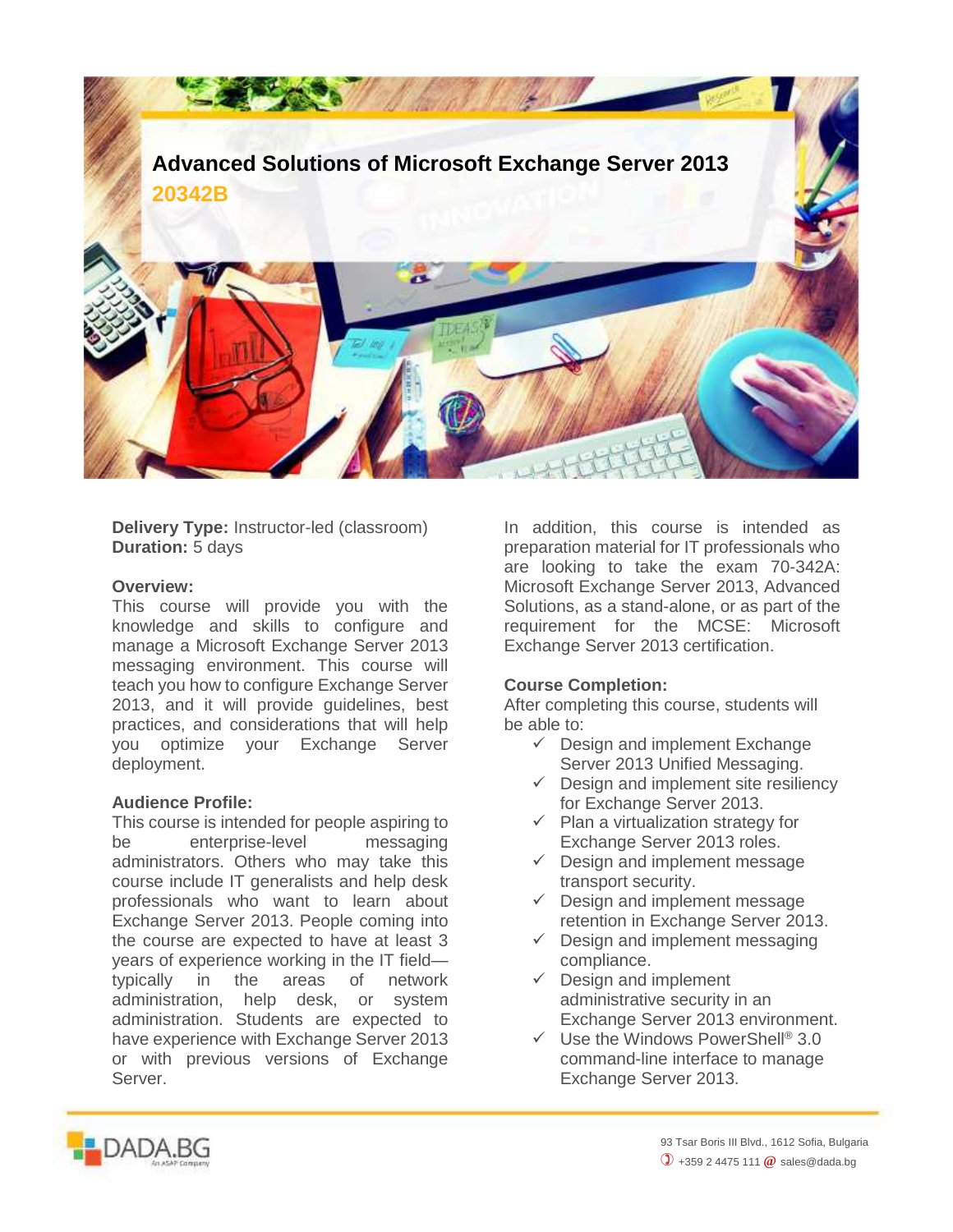# Advanced Solutions of Microsoft Exchange Server 2013

## 20342B

**Delivery Type:** Instructor-led (classroom)
**Duration:** 5 days

**Overview:**
This course will provide you with the knowledge and skills to configure and manage a Microsoft Exchange Server 2013 messaging environment. This course will teach you how to configure Exchange Server 2013, and it will provide guidelines, best practices, and considerations that will help you optimize your Exchange Server deployment.

**Audience Profile:**
This course is intended for people aspiring to be enterprise-level messaging administrators. Others who may take this course include IT generalists and help desk professionals who want to learn about Exchange Server 2013. People coming into the course are expected to have at least 3 years of experience working in the IT field—typically in the areas of network administration, help desk, or system administration. Students are expected to have experience with Exchange Server 2013 or with previous versions of Exchange Server.

In addition, this course is intended as preparation material for IT professionals who are looking to take the exam 70-342A: Microsoft Exchange Server 2013, Advanced Solutions, as a stand-alone, or as part of the requirement for the MCSE: Microsoft Exchange Server 2013 certification.

**Course Completion:**
After completing this course, students will be able to:

- ✓ Design and implement Exchange Server 2013 Unified Messaging.
- ✓ Design and implement site resiliency for Exchange Server 2013.
- ✓ Plan a virtualization strategy for Exchange Server 2013 roles.
- ✓ Design and implement message transport security.
- ✓ Design and implement message retention in Exchange Server 2013.
- ✓ Design and implement messaging compliance.
- ✓ Design and implement administrative security in an Exchange Server 2013 environment.
- ✓ Use the Windows PowerShell® 3.0 command-line interface to manage Exchange Server 2013.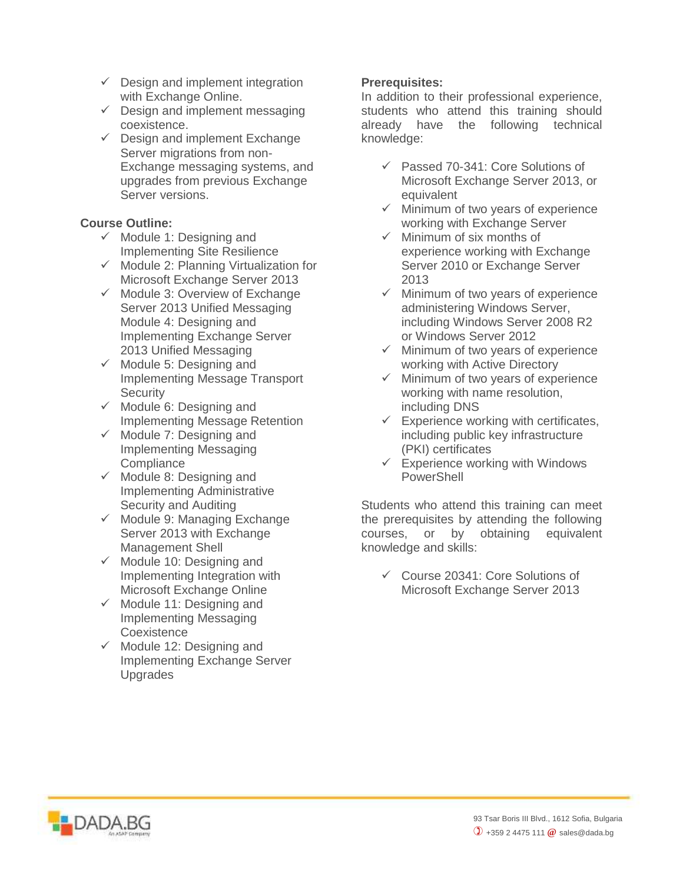- Design and implement integration with Exchange Online.
- Design and implement messaging coexistence.
- Design and implement Exchange Server migrations from non-Exchange messaging systems, and upgrades from previous Exchange Server versions.

**Course Outline:**

- Module 1: Designing and Implementing Site Resilience
- Module 2: Planning Virtualization for Microsoft Exchange Server 2013
- Module 3: Overview of Exchange Server 2013 Unified Messaging Module 4: Designing and Implementing Exchange Server 2013 Unified Messaging
- Module 5: Designing and Implementing Message Transport Security
- Module 6: Designing and Implementing Message Retention
- Module 7: Designing and Implementing Messaging Compliance
- Module 8: Designing and Implementing Administrative Security and Auditing
- Module 9: Managing Exchange Server 2013 with Exchange Management Shell
- Module 10: Designing and Implementing Integration with Microsoft Exchange Online
- Module 11: Designing and Implementing Messaging Coexistence
- Module 12: Designing and Implementing Exchange Server Upgrades

**Prerequisites:**

In addition to their professional experience, students who attend this training should already have the following technical knowledge:

- Passed 70-341: Core Solutions of Microsoft Exchange Server 2013, or equivalent
- Minimum of two years of experience working with Exchange Server
- Minimum of six months of experience working with Exchange Server 2010 or Exchange Server 2013
- Minimum of two years of experience administering Windows Server, including Windows Server 2008 R2 or Windows Server 2012
- Minimum of two years of experience working with Active Directory
- Minimum of two years of experience working with name resolution, including DNS
- Experience working with certificates, including public key infrastructure (PKI) certificates
- Experience working with Windows PowerShell

Students who attend this training can meet the prerequisites by attending the following courses, or by obtaining equivalent knowledge and skills:

- Course 20341: Core Solutions of Microsoft Exchange Server 2013